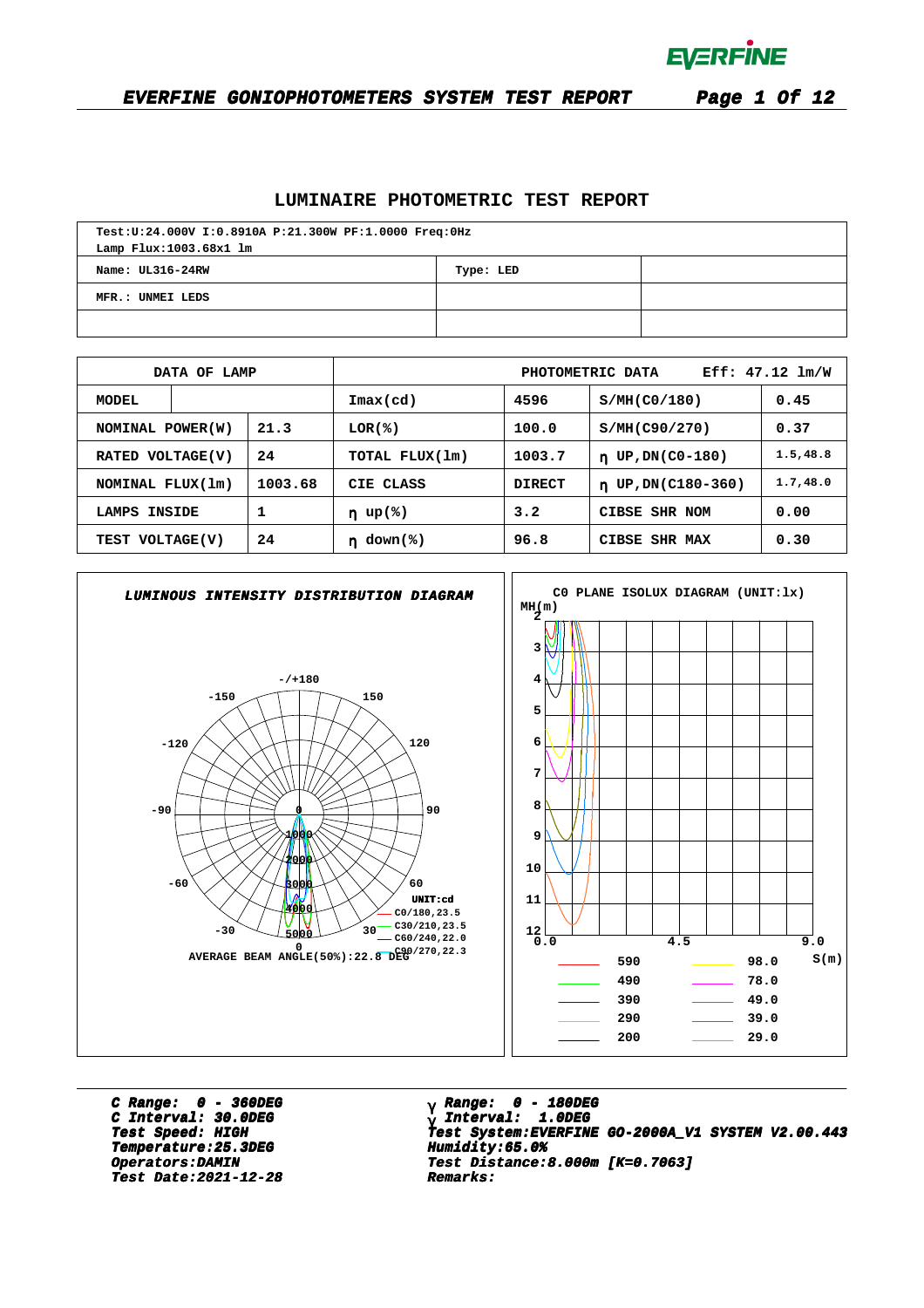# LUMINAIRE PHOTOMETRIC TEST REPORT

| Test:U:24.000V I:0.8910A P:21.300W PF:1.0000 Freq:0Hz<br>Lamp Flux:1003.68x1 lm | | |
|---|---|---|
| Name: UL316-24RW | Type: LED | |
| MFR.: UNMEI LEDS | | |
| | | |

| DATA OF LAMP | | | PHOTOMETRIC DATA | Eff: 47.12 lm/W | | |
|---|---|---|---|---|---|---|
| MODEL | | | Imax(cd) | 4596 | S/MH(C0/180) | 0.45 |
| NOMINAL POWER(W) | | 21.3 | LOR(%) | 100.0 | S/MH(C90/270) | 0.37 |
| RATED VOLTAGE(V) | | 24 | TOTAL FLUX(lm) | 1003.7 | η UP,DN(C0-180) | 1.5,48.8 |
| NOMINAL FLUX(lm) | | 1003.68 | CIE CLASS | DIRECT | η UP,DN(C180-360) | 1.7,48.0 |
| LAMPS INSIDE | | 1 | η up(%) | 3.2 | CIBSE SHR NOM | 0.00 |
| TEST VOLTAGE(V) | | 24 | η down(%) | 96.8 | CIBSE SHR MAX | 0.30 |

***LUMINOUS INTENSITY DISTRIBUTION DIAGRAM***

UNIT:cd
C0/180,23.5
C30/210,23.5
C60/240,22.0
C90/270,22.3

AVERAGE BEAM ANGLE(50%):22.8 DEG

C0 PLANE ISOLUX DIAGRAM (UNIT:lx)

| | | | |
|---|---|---|---|
| 590 | 98.0 | | |
| 490 | 78.0 | | |
| 390 | 49.0 | | |
| 290 | 39.0 | | |
| 200 | 29.0 | | |

***C Range: 0 - 360DEG***
***C Interval: 30.0DEG***
***Test Speed: HIGH***
***Temperature:25.3DEG***
***Operators:DAMIN***
***Test Date:2021-12-28***

***γ Range: 0 - 180DEG***
***γ Interval: 1.0DEG***
***Test System:EVERFINE GO-2000A_V1 SYSTEM V2.00.443***
***Humidity:65.0%***
***Test Distance:8.000m [K=0.7063]***
***Remarks:***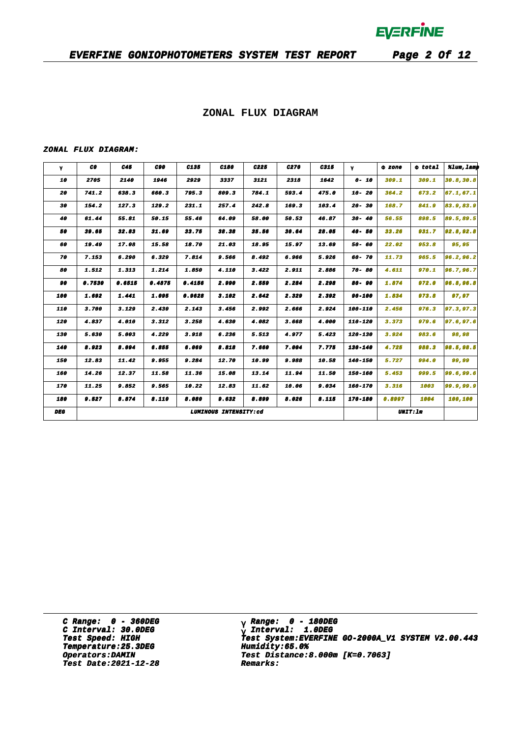## ZONAL FLUX DIAGRAM

***ZONAL FLUX DIAGRAM:***

| γ | C0 | C45 | C90 | C135 | C180 | C225 | C270 | C315 | γ | Φ zone | Φ total | %lum,lamp |
|---|---|---|---|---|---|---|---|---|---|---|---|---|
| 10 | 2705 | 2140 | 1946 | 2929 | 3337 | 3121 | 2318 | 1642 | 0- 10 | 309.1 | 309.1 | 30.8,30.8 |
| 20 | 741.2 | 638.3 | 660.3 | 795.3 | 809.3 | 784.1 | 593.4 | 475.0 | 10- 20 | 364.2 | 673.2 | 67.1,67.1 |
| 30 | 154.2 | 127.3 | 129.2 | 231.1 | 257.4 | 242.8 | 169.3 | 103.4 | 20- 30 | 168.7 | 841.9 | 83.9,83.9 |
| 40 | 61.44 | 55.81 | 50.15 | 55.46 | 64.09 | 58.00 | 50.53 | 46.87 | 30- 40 | 56.55 | 898.5 | 89.5,89.5 |
| 50 | 39.65 | 32.83 | 31.69 | 33.75 | 38.38 | 35.56 | 30.64 | 28.05 | 40- 50 | 33.26 | 931.7 | 92.8,92.8 |
| 60 | 19.49 | 17.08 | 15.58 | 18.70 | 21.03 | 18.95 | 15.97 | 13.69 | 50- 60 | 22.02 | 953.8 | 95,95 |
| 70 | 7.153 | 6.290 | 6.329 | 7.814 | 9.566 | 8.492 | 6.966 | 5.926 | 60- 70 | 11.73 | 965.5 | 96.2,96.2 |
| 80 | 1.512 | 1.313 | 1.214 | 1.850 | 4.110 | 3.422 | 2.911 | 2.886 | 70- 80 | 4.611 | 970.1 | 96.7,96.7 |
| 90 | 0.7530 | 0.6515 | 0.4875 | 0.4156 | 2.990 | 2.559 | 2.284 | 2.298 | 80- 90 | 1.874 | 972.0 | 96.8,96.8 |
| 100 | 1.692 | 1.441 | 1.095 | 0.9628 | 3.102 | 2.642 | 2.329 | 2.392 | 90-100 | 1.834 | 973.8 | 97,97 |
| 110 | 3.700 | 3.129 | 2.430 | 2.143 | 3.456 | 2.992 | 2.666 | 2.924 | 100-110 | 2.456 | 976.3 | 97.3,97.3 |
| 120 | 4.837 | 4.010 | 3.312 | 3.258 | 4.630 | 4.082 | 3.668 | 4.000 | 110-120 | 3.373 | 979.6 | 97.6,97.6 |
| 130 | 5.630 | 5.003 | 4.229 | 3.918 | 6.236 | 5.513 | 4.977 | 5.423 | 120-130 | 3.924 | 983.6 | 98,98 |
| 140 | 8.923 | 8.094 | 6.855 | 6.069 | 8.818 | 7.660 | 7.004 | 7.775 | 130-140 | 4.725 | 988.3 | 98.5,98.5 |
| 150 | 12.83 | 11.42 | 9.955 | 9.284 | 12.70 | 10.99 | 9.988 | 10.58 | 140-150 | 5.727 | 994.0 | 99,99 |
| 160 | 14.26 | 12.37 | 11.58 | 11.36 | 15.08 | 13.14 | 11.94 | 11.50 | 150-160 | 5.453 | 999.5 | 99.6,99.6 |
| 170 | 11.25 | 9.852 | 9.565 | 10.22 | 12.83 | 11.62 | 10.06 | 9.034 | 160-170 | 3.316 | 1003 | 99.9,99.9 |
| 180 | 9.527 | 8.874 | 8.110 | 8.080 | 9.632 | 8.899 | 8.026 | 8.115 | 170-180 | 0.8997 | 1004 | 100,100 |
| DEG | LUMINOUS INTENSITY:cd | | | | | | | | | UNIT:lm | | |

***C Range: 0 - 360DEG***
***C Interval: 30.0DEG***
***Test Speed: HIGH***
***Temperature:25.3DEG***
***Operators:DAMIN***
***Test Date:2021-12-28***

***γ Range: 0 - 180DEG***
***γ Interval: 1.0DEG***
***Test System:EVERFINE GO-2000A_V1 SYSTEM V2.00.443***
***Humidity:65.0%***
***Test Distance:8.000m [K=0.7063]***
***Remarks:***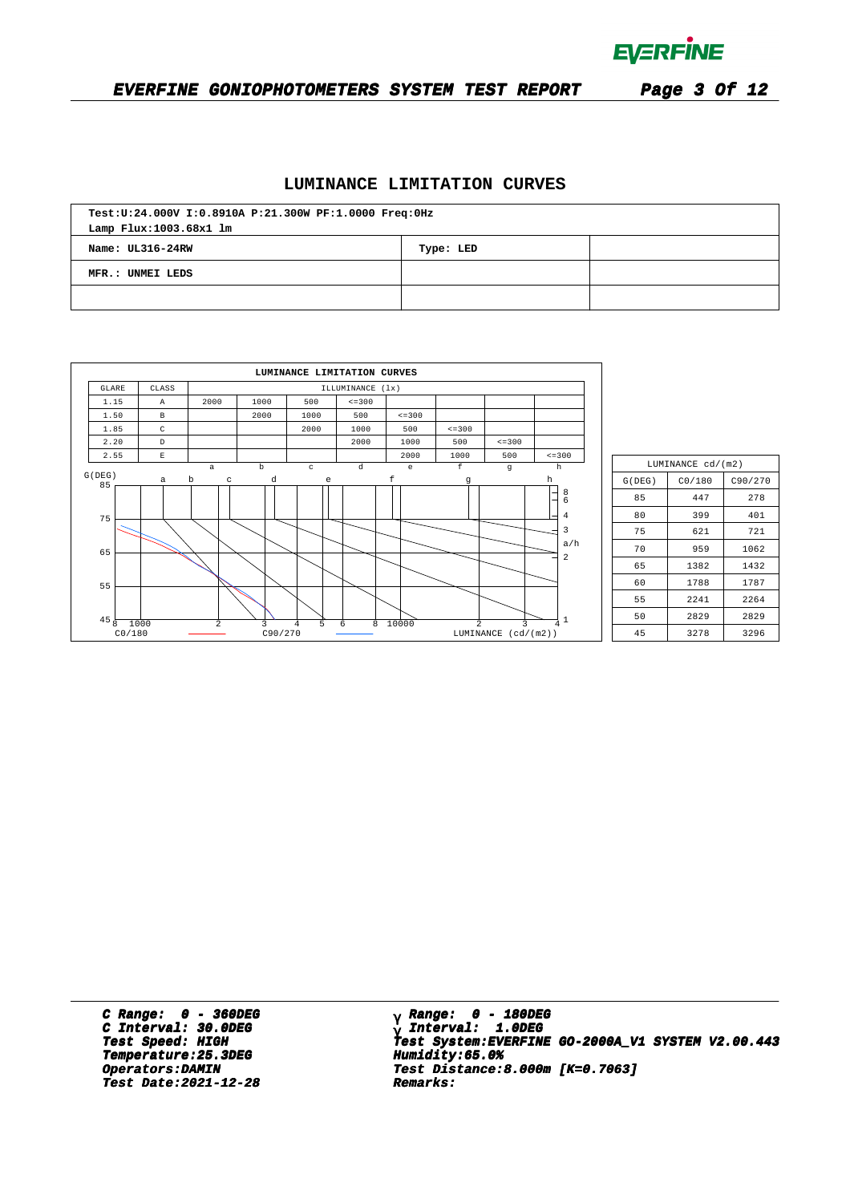## LUMINANCE LIMITATION CURVES

| Test:U:24.000V I:0.8910A P:21.300W PF:1.0000 Freq:0Hz<br>Lamp Flux:1003.68x1 lm | | |
|---|---|---|
| Name: UL316-24RW | Type: LED | |
| MFR.: UNMEI LEDS | | |
| | | |

**LUMINANCE LIMITATION CURVES**

| GLARE | CLASS | ILLUMINANCE (lx) | | | | | | | |
|---|---|---|---|---|---|---|---|---|---|
| 1.15 | A | 2000 | 1000 | 500 | <=300 | | | | |
| 1.50 | B | | 2000 | 1000 | 500 | <=300 | | | |
| 1.85 | C | | | 2000 | 1000 | 500 | <=300 | | |
| 2.20 | D | | | | 2000 | 1000 | 500 | <=300 | |
| 2.55 | E | | | | | 2000 | 1000 | 500 | <=300 |
| | | a | b | c | d | e | f | g | h |

G(DEG): 85, 75, 65, 55, 45

LUMINANCE (cd/(m2)): 8, 1000, 2, 3, 4, 5, 6, 8, 10000, 2, 3, 4

C0/180 (red) — C90/270 (blue)

| LUMINANCE cd/(m2) | | |
|---|---|---|
| G(DEG) | C0/180 | C90/270 |
| 85 | 447 | 278 |
| 80 | 399 | 401 |
| 75 | 621 | 721 |
| 70 | 959 | 1062 |
| 65 | 1382 | 1432 |
| 60 | 1788 | 1787 |
| 55 | 2241 | 2264 |
| 50 | 2829 | 2829 |
| 45 | 3278 | 3296 |

**C Range: 0 - 360DEG**
**C Interval: 30.0DEG**
**Test Speed: HIGH**
**Temperature:25.3DEG**
**Operators:DAMIN**
**Test Date:2021-12-28**

**γ Range: 0 - 180DEG**
**γ Interval: 1.0DEG**
**Test System:EVERFINE GO-2000A_V1 SYSTEM V2.00.443**
**Humidity:65.0%**
**Test Distance:8.000m [K=0.7063]**
**Remarks:**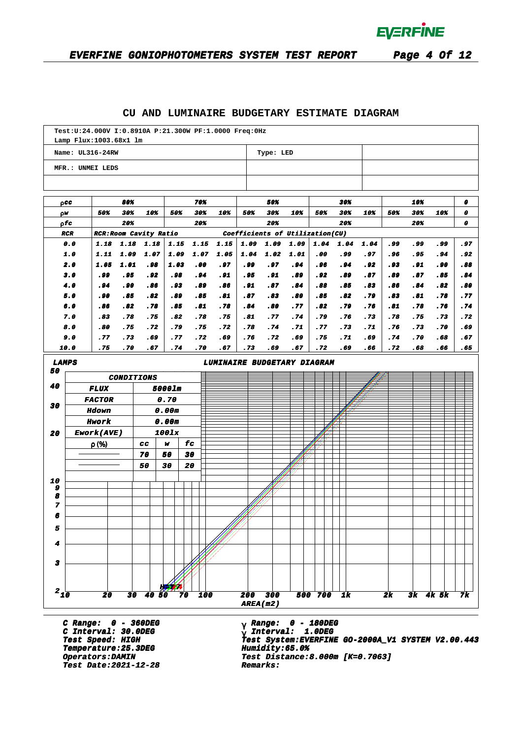## CU AND LUMINAIRE BUDGETARY ESTIMATE DIAGRAM

| Test:U:24.000V I:0.8910A P:21.300W PF:1.0000 Freq:0Hz<br>Lamp Flux:1003.68x1 lm | | |
|---|---|---|
| Name: UL316-24RW | Type: LED | |
| MFR.: UNMEI LEDS | | |
| | | |

| ρcc | 80% | | | 70% | | | 50% | | | 30% | | | 10% | | | 0 |
|---|---|---|---|---|---|---|---|---|---|---|---|---|---|---|---|---|
| ρw | 50% | 30% | 10% | 50% | 30% | 10% | 50% | 30% | 10% | 50% | 30% | 10% | 50% | 30% | 10% | 0 |
| ρfc | | 20% | | | 20% | | | 20% | | | 20% | | | 20% | | 0 |
| RCR | RCR:Room Cavity Ratio | | | | | | Coefficients of Utilization(CU) | | | | | | | | | |
| 0.0 | 1.18 | 1.18 | 1.18 | 1.15 | 1.15 | 1.15 | 1.09 | 1.09 | 1.09 | 1.04 | 1.04 | 1.04 | .99 | .99 | .99 | .97 |
| 1.0 | 1.11 | 1.09 | 1.07 | 1.09 | 1.07 | 1.05 | 1.04 | 1.02 | 1.01 | .00 | .99 | .97 | .96 | .95 | .94 | .92 |
| 2.0 | 1.05 | 1.01 | .98 | 1.03 | .00 | .97 | .99 | .97 | .94 | .96 | .94 | .92 | .93 | .91 | .90 | .88 |
| 3.0 | .99 | .95 | .92 | .98 | .94 | .91 | .95 | .91 | .89 | .92 | .89 | .87 | .89 | .87 | .85 | .84 |
| 4.0 | .94 | .90 | .86 | .93 | .89 | .86 | .91 | .87 | .84 | .88 | .85 | .83 | .86 | .84 | .82 | .80 |
| 5.0 | .90 | .85 | .82 | .89 | .85 | .81 | .87 | .83 | .80 | .85 | .82 | .79 | .83 | .81 | .78 | .77 |
| 6.0 | .86 | .82 | .78 | .85 | .81 | .78 | .84 | .80 | .77 | .82 | .79 | .76 | .81 | .78 | .76 | .74 |
| 7.0 | .83 | .78 | .75 | .82 | .78 | .75 | .81 | .77 | .74 | .79 | .76 | .73 | .78 | .75 | .73 | .72 |
| 8.0 | .80 | .75 | .72 | .79 | .75 | .72 | .78 | .74 | .71 | .77 | .73 | .71 | .76 | .73 | .70 | .69 |
| 9.0 | .77 | .73 | .69 | .77 | .72 | .69 | .76 | .72 | .69 | .75 | .71 | .69 | .74 | .70 | .68 | .67 |
| 10.0 | .75 | .70 | .67 | .74 | .70 | .67 | .73 | .69 | .67 | .72 | .69 | .66 | .72 | .68 | .66 | .65 |

### LUMINAIRE BUDGETARY DIAGRAM

| CONDITIONS | | | |
|---|---|---|---|
| FLUX | 5000lm | | |
| FACTOR | 0.70 | | |
| Hdown | 0.00m | | |
| Hwork | 0.00m | | |
| Ework(AVE) | 100lx | | |
| ρ(%) | cc | w | fc |
| ———— | 70 | 50 | 30 |
| ———— | 50 | 30 | 20 |

LAMPS (2–50) vs AREA(m2) (10–7k)

C Range: 0 - 360DEG
C Interval: 30.0DEG
Test Speed: HIGH
Temperature:25.3DEG
Operators:DAMIN
Test Date:2021-12-28

γ Range: 0 - 180DEG
γ Interval: 1.0DEG
Test System:EVERFINE GO-2000A_V1 SYSTEM V2.00.443
Humidity:65.0%
Test Distance:8.000m [K=0.7063]
Remarks: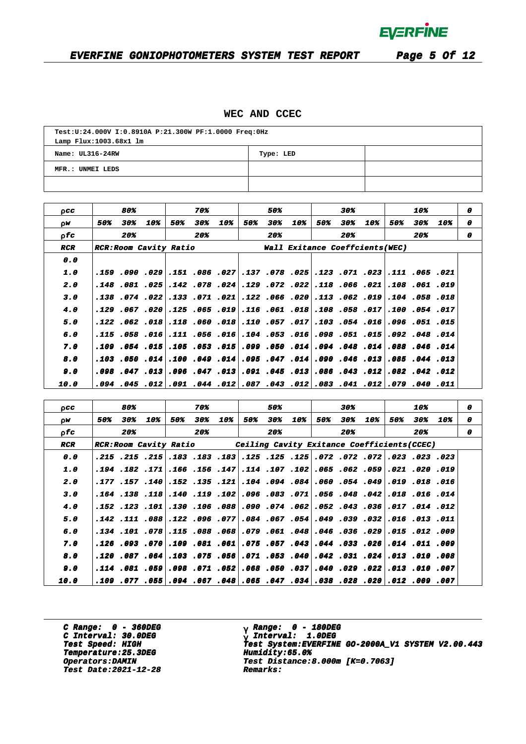## WEC AND CCEC

| Test:U:24.000V I:0.8910A P:21.300W PF:1.0000 Freq:0Hz<br>Lamp Flux:1003.68x1 lm | | |
|---|---|---|
| Name: UL316-24RW | Type: LED | |
| MFR.: UNMEI LEDS | | |
| | | |

| ρcc | 80% | | | 70% | | | 50% | | | 30% | | | 10% | | | 0 |
|---|---|---|---|---|---|---|---|---|---|---|---|---|---|---|---|---|
| ρw | 50% | 30% | 10% | 50% | 30% | 10% | 50% | 30% | 10% | 50% | 30% | 10% | 50% | 30% | 10% | 0 |
| ρfc | 20% | | | 20% | | | 20% | | | 20% | | | 20% | | | 0 |
| RCR | RCR:Room Cavity Ratio | | | | | | Wall Exitance Coeffcients(WEC) | | | | | | | | | |
| 0.0 | | | | | | | | | | | | | | | | |
| 1.0 | .159 | .090 | .029 | .151 | .086 | .027 | .137 | .078 | .025 | .123 | .071 | .023 | .111 | .065 | .021 | |
| 2.0 | .148 | .081 | .025 | .142 | .078 | .024 | .129 | .072 | .022 | .118 | .066 | .021 | .108 | .061 | .019 | |
| 3.0 | .138 | .074 | .022 | .133 | .071 | .021 | .122 | .066 | .020 | .113 | .062 | .019 | .104 | .058 | .018 | |
| 4.0 | .129 | .067 | .020 | .125 | .065 | .019 | .116 | .061 | .018 | .108 | .058 | .017 | .100 | .054 | .017 | |
| 5.0 | .122 | .062 | .018 | .118 | .060 | .018 | .110 | .057 | .017 | .103 | .054 | .016 | .096 | .051 | .015 | |
| 6.0 | .115 | .058 | .016 | .111 | .056 | .016 | .104 | .053 | .016 | .098 | .051 | .015 | .092 | .048 | .014 | |
| 7.0 | .109 | .054 | .015 | .105 | .053 | .015 | .099 | .050 | .014 | .094 | .048 | .014 | .088 | .046 | .014 | |
| 8.0 | .103 | .050 | .014 | .100 | .049 | .014 | .095 | .047 | .014 | .090 | .046 | .013 | .085 | .044 | .013 | |
| 9.0 | .098 | .047 | .013 | .096 | .047 | .013 | .091 | .045 | .013 | .086 | .043 | .012 | .082 | .042 | .012 | |
| 10.0 | .094 | .045 | .012 | .091 | .044 | .012 | .087 | .043 | .012 | .083 | .041 | .012 | .079 | .040 | .011 | |

| ρcc | 80% | | | 70% | | | 50% | | | 30% | | | 10% | | | 0 |
|---|---|---|---|---|---|---|---|---|---|---|---|---|---|---|---|---|
| ρw | 50% | 30% | 10% | 50% | 30% | 10% | 50% | 30% | 10% | 50% | 30% | 10% | 50% | 30% | 10% | 0 |
| ρfc | 20% | | | 20% | | | 20% | | | 20% | | | 20% | | | 0 |
| RCR | RCR:Room Cavity Ratio | | | | | Ceiling Cavity Exitance Coefficients(CCEC) | | | | | | | | | | |
| 0.0 | .215 | .215 | .215 | .183 | .183 | .183 | .125 | .125 | .125 | .072 | .072 | .072 | .023 | .023 | .023 | |
| 1.0 | .194 | .182 | .171 | .166 | .156 | .147 | .114 | .107 | .102 | .065 | .062 | .059 | .021 | .020 | .019 | |
| 2.0 | .177 | .157 | .140 | .152 | .135 | .121 | .104 | .094 | .084 | .060 | .054 | .049 | .019 | .018 | .016 | |
| 3.0 | .164 | .138 | .118 | .140 | .119 | .102 | .096 | .083 | .071 | .056 | .048 | .042 | .018 | .016 | .014 | |
| 4.0 | .152 | .123 | .101 | .130 | .106 | .088 | .090 | .074 | .062 | .052 | .043 | .036 | .017 | .014 | .012 | |
| 5.0 | .142 | .111 | .088 | .122 | .096 | .077 | .084 | .067 | .054 | .049 | .039 | .032 | .016 | .013 | .011 | |
| 6.0 | .134 | .101 | .078 | .115 | .088 | .068 | .079 | .061 | .048 | .046 | .036 | .029 | .015 | .012 | .009 | |
| 7.0 | .126 | .093 | .070 | .109 | .081 | .061 | .075 | .057 | .043 | .044 | .033 | .026 | .014 | .011 | .009 | |
| 8.0 | .120 | .087 | .064 | .103 | .075 | .056 | .071 | .053 | .040 | .042 | .031 | .024 | .013 | .010 | .008 | |
| 9.0 | .114 | .081 | .059 | .098 | .071 | .052 | .068 | .050 | .037 | .040 | .029 | .022 | .013 | .010 | .007 | |
| 10.0 | .109 | .077 | .055 | .094 | .067 | .048 | .065 | .047 | .034 | .038 | .028 | .020 | .012 | .009 | .007 | |

C Range: 0 - 360DEG
C Interval: 30.0DEG
Test Speed: HIGH
Temperature:25.3DEG
Operators:DAMIN
Test Date:2021-12-28

γ Range: 0 - 180DEG
γ Interval: 1.0DEG
Test System:EVERFINE GO-2000A_V1 SYSTEM V2.00.443
Humidity:65.0%
Test Distance:8.000m [K=0.7063]
Remarks: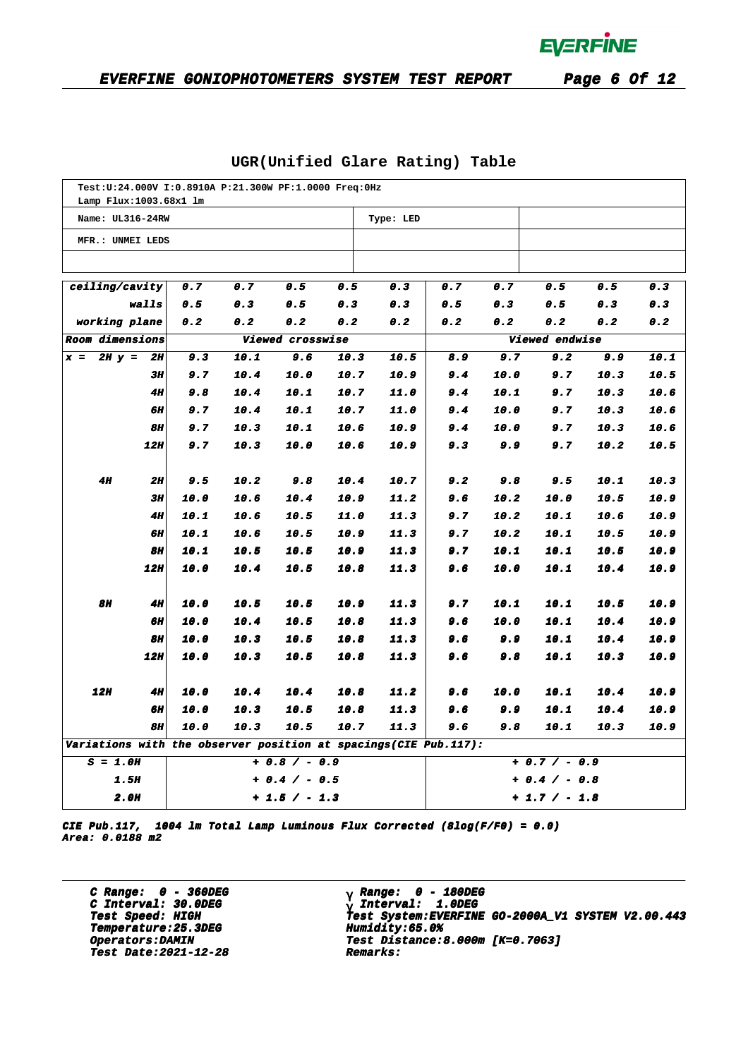## UGR(Unified Glare Rating) Table

| Test:U:24.000V I:0.8910A P:21.300W PF:1.0000 Freq:0Hz Lamp Flux:1003.68x1 lm | | |
|---|---|---|
| Name: UL316-24RW | Type: LED | |
| MFR.: UNMEI LEDS | | |
| | | |

| ceiling/cavity | | 0.7 | 0.7 | 0.5 | 0.5 | 0.3 | 0.7 | 0.7 | 0.5 | 0.5 | 0.3 |
|---|---|---|---|---|---|---|---|---|---|---|---|
| walls | | 0.5 | 0.3 | 0.5 | 0.3 | 0.3 | 0.5 | 0.3 | 0.5 | 0.3 | 0.3 |
| working plane | | 0.2 | 0.2 | 0.2 | 0.2 | 0.2 | 0.2 | 0.2 | 0.2 | 0.2 | 0.2 |
| Room dimensions | | Viewed crosswise | | | | | Viewed endwise | | | | |
| x = 2H | y = 2H | 9.3 | 10.1 | 9.6 | 10.3 | 10.5 | 8.9 | 9.7 | 9.2 | 9.9 | 10.1 |
| | 3H | 9.7 | 10.4 | 10.0 | 10.7 | 10.9 | 9.4 | 10.0 | 9.7 | 10.3 | 10.5 |
| | 4H | 9.8 | 10.4 | 10.1 | 10.7 | 11.0 | 9.4 | 10.1 | 9.7 | 10.3 | 10.6 |
| | 6H | 9.7 | 10.4 | 10.1 | 10.7 | 11.0 | 9.4 | 10.0 | 9.7 | 10.3 | 10.6 |
| | 8H | 9.7 | 10.3 | 10.1 | 10.6 | 10.9 | 9.4 | 10.0 | 9.7 | 10.3 | 10.6 |
| | 12H | 9.7 | 10.3 | 10.0 | 10.6 | 10.9 | 9.3 | 9.9 | 9.7 | 10.2 | 10.5 |
| 4H | 2H | 9.5 | 10.2 | 9.8 | 10.4 | 10.7 | 9.2 | 9.8 | 9.5 | 10.1 | 10.3 |
| | 3H | 10.0 | 10.6 | 10.4 | 10.9 | 11.2 | 9.6 | 10.2 | 10.0 | 10.5 | 10.9 |
| | 4H | 10.1 | 10.6 | 10.5 | 11.0 | 11.3 | 9.7 | 10.2 | 10.1 | 10.6 | 10.9 |
| | 6H | 10.1 | 10.6 | 10.5 | 10.9 | 11.3 | 9.7 | 10.2 | 10.1 | 10.5 | 10.9 |
| | 8H | 10.1 | 10.5 | 10.5 | 10.9 | 11.3 | 9.7 | 10.1 | 10.1 | 10.5 | 10.9 |
| | 12H | 10.0 | 10.4 | 10.5 | 10.8 | 11.3 | 9.6 | 10.0 | 10.1 | 10.4 | 10.9 |
| 8H | 4H | 10.0 | 10.5 | 10.5 | 10.9 | 11.3 | 9.7 | 10.1 | 10.1 | 10.5 | 10.9 |
| | 6H | 10.0 | 10.4 | 10.5 | 10.8 | 11.3 | 9.6 | 10.0 | 10.1 | 10.4 | 10.9 |
| | 8H | 10.0 | 10.3 | 10.5 | 10.8 | 11.3 | 9.6 | 9.9 | 10.1 | 10.4 | 10.9 |
| | 12H | 10.0 | 10.3 | 10.5 | 10.8 | 11.3 | 9.6 | 9.8 | 10.1 | 10.3 | 10.9 |
| 12H | 4H | 10.0 | 10.4 | 10.4 | 10.8 | 11.2 | 9.6 | 10.0 | 10.1 | 10.4 | 10.9 |
| | 6H | 10.0 | 10.3 | 10.5 | 10.8 | 11.3 | 9.6 | 9.9 | 10.1 | 10.4 | 10.9 |
| | 8H | 10.0 | 10.3 | 10.5 | 10.7 | 11.3 | 9.6 | 9.8 | 10.1 | 10.3 | 10.9 |
| Variations with the observer position at spacings(CIE Pub.117): | | | | | | | | | | | |
| S = 1.0H | | + 0.8 / - 0.9 | | | | | + 0.7 / - 0.9 | | | | |
| 1.5H | | + 0.4 / - 0.5 | | | | | + 0.4 / - 0.8 | | | | |
| 2.0H | | + 1.5 / - 1.3 | | | | | + 1.7 / - 1.8 | | | | |

*CIE Pub.117, 1004 lm Total Lamp Luminous Flux Corrected (8log(F/F0) = 0.0)*
*Area: 0.0188 m2*

---

C Range: 0 - 360DEG
C Interval: 30.0DEG
Test Speed: HIGH
Temperature:25.3DEG
Operators:DAMIN
Test Date:2021-12-28

γ Range: 0 - 180DEG
γ Interval: 1.0DEG
Test System:EVERFINE GO-2000A_V1 SYSTEM V2.00.443
Humidity:65.0%
Test Distance:8.000m [K=0.7063]
Remarks: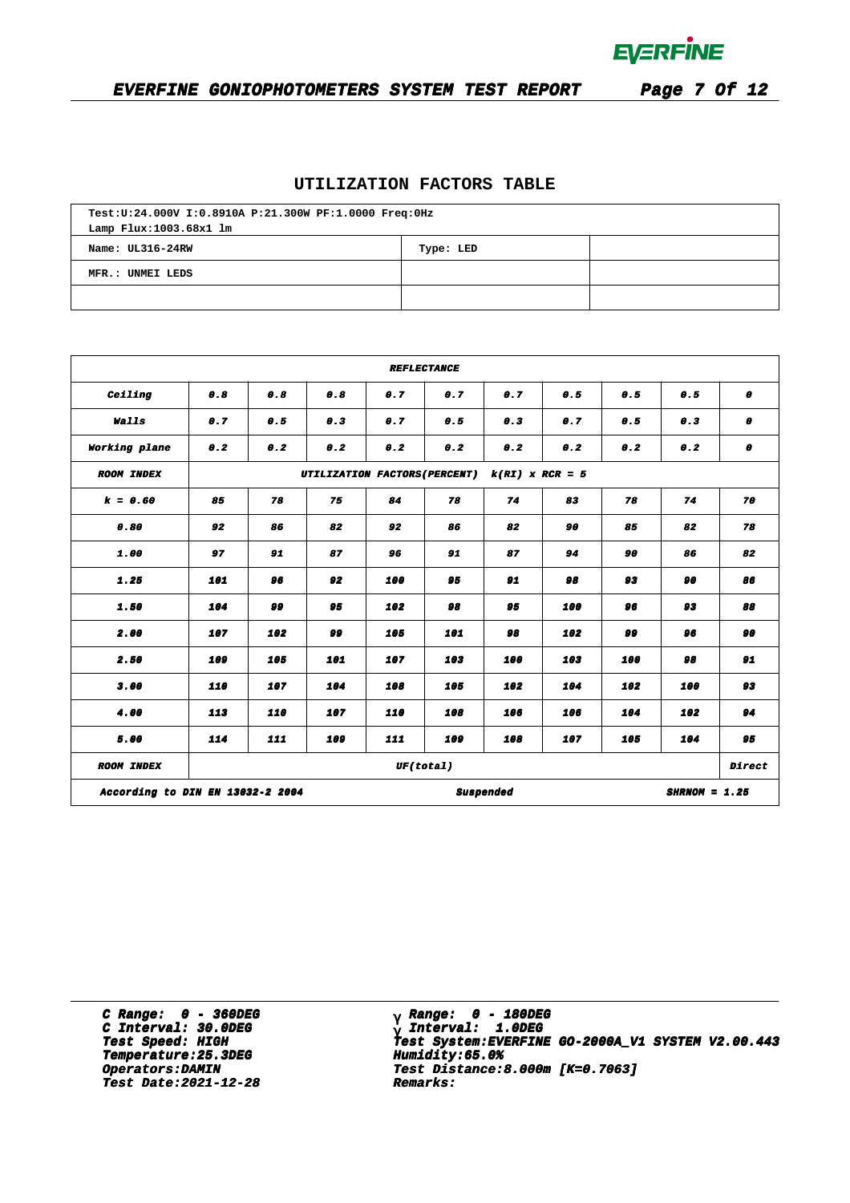## UTILIZATION FACTORS TABLE

| Test:U:24.000V I:0.8910A P:21.300W PF:1.0000 Freq:0Hz Lamp Flux:1003.68x1 lm | | |
|---|---|---|
| Name: UL316-24RW | Type: LED | |
| MFR.: UNMEI LEDS | | |
| | | |

| REFLECTANCE | | | | | | | | | | |
|---|---|---|---|---|---|---|---|---|---|---|
| **Ceiling** | 0.8 | 0.8 | 0.8 | 0.7 | 0.7 | 0.7 | 0.5 | 0.5 | 0.5 | 0 |
| **Walls** | 0.7 | 0.5 | 0.3 | 0.7 | 0.5 | 0.3 | 0.7 | 0.5 | 0.3 | 0 |
| **Working plane** | 0.2 | 0.2 | 0.2 | 0.2 | 0.2 | 0.2 | 0.2 | 0.2 | 0.2 | 0 |
| **ROOM INDEX** | UTILIZATION FACTORS(PERCENT) k(RI) x RCR = 5 | | | | | | | | | |
| k = 0.60 | 85 | 78 | 75 | 84 | 78 | 74 | 83 | 78 | 74 | 70 |
| 0.80 | 92 | 86 | 82 | 92 | 86 | 82 | 90 | 85 | 82 | 78 |
| 1.00 | 97 | 91 | 87 | 96 | 91 | 87 | 94 | 90 | 86 | 82 |
| 1.25 | 101 | 96 | 92 | 100 | 95 | 91 | 98 | 93 | 90 | 86 |
| 1.50 | 104 | 99 | 95 | 102 | 98 | 95 | 100 | 96 | 93 | 88 |
| 2.00 | 107 | 102 | 99 | 105 | 101 | 98 | 102 | 99 | 96 | 90 |
| 2.50 | 109 | 105 | 101 | 107 | 103 | 100 | 103 | 100 | 98 | 91 |
| 3.00 | 110 | 107 | 104 | 108 | 105 | 102 | 104 | 102 | 100 | 93 |
| 4.00 | 113 | 110 | 107 | 110 | 108 | 106 | 106 | 104 | 102 | 94 |
| 5.00 | 114 | 111 | 109 | 111 | 109 | 108 | 107 | 105 | 104 | 95 |
| **ROOM INDEX** | UF(total) | | | | | | | | | Direct |
| According to DIN EN 13032-2 2004 | | | | | Suspended | | | | SHRNOM = 1.25 | |

C Range: 0 - 360DEG
C Interval: 30.0DEG
Test Speed: HIGH
Temperature:25.3DEG
Operators:DAMIN
Test Date:2021-12-28

γ Range: 0 - 180DEG
γ Interval: 1.0DEG
Test System:EVERFINE GO-2000A_V1 SYSTEM V2.00.443
Humidity:65.0%
Test Distance:8.000m [K=0.7063]
Remarks: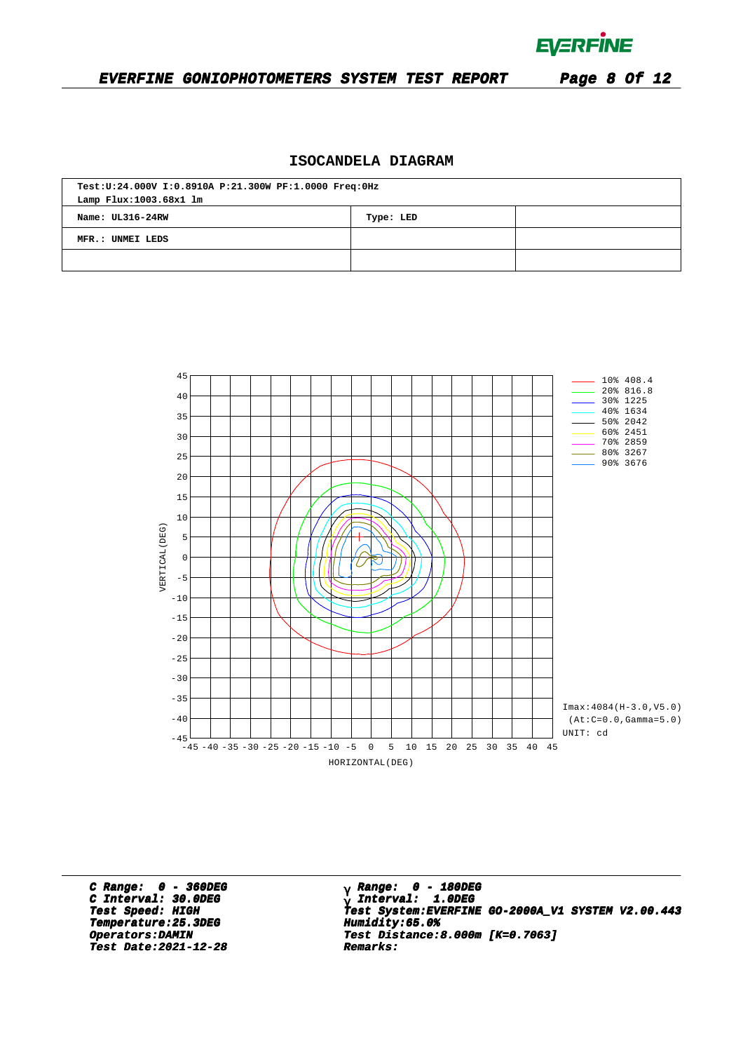# ISOCANDELA DIAGRAM

| Test:U:24.000V I:0.8910A P:21.300W PF:1.0000 Freq:0Hz<br>Lamp Flux:1003.68x1 lm | | |
|---|---|---|
| Name: UL316-24RW | Type: LED | |
| MFR.: UNMEI LEDS | | |
| | | |

- 10% 408.4
- 20% 816.8
- 30% 1225
- 40% 1634
- 50% 2042
- 60% 2451
- 70% 2859
- 80% 3267
- 90% 3676

Imax:4084(H-3.0,V5.0)
(At:C=0.0,Gamma=5.0)
UNIT: cd

VERTICAL(DEG)

HORIZONTAL(DEG)

***C Range: 0 - 360DEG***
***C Interval: 30.0DEG***
***Test Speed: HIGH***
***Temperature:25.3DEG***
***Operators:DAMIN***
***Test Date:2021-12-28***

***γ Range: 0 - 180DEG***
***γ Interval: 1.0DEG***
***Test System:EVERFINE GO-2000A_V1 SYSTEM V2.00.443***
***Humidity:65.0%***
***Test Distance:8.000m [K=0.7063]***
***Remarks:***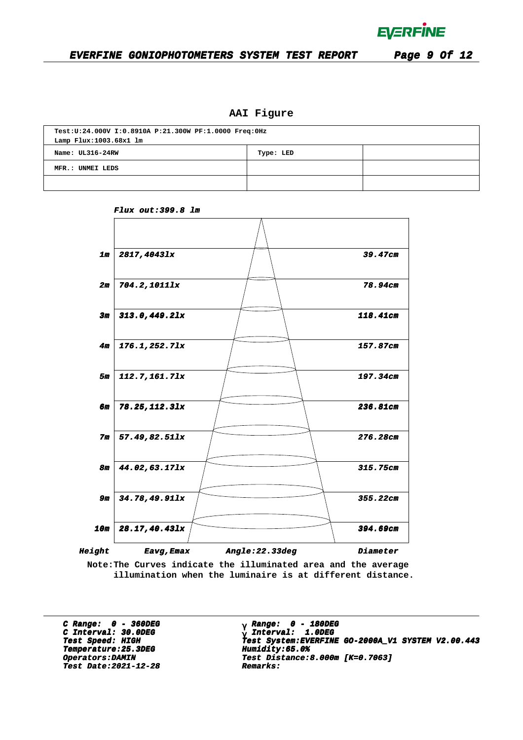## AAI Figure

| Test:U:24.000V I:0.8910A P:21.300W PF:1.0000 Freq:0Hz<br>Lamp Flux:1003.68x1 lm | | |
|---|---|---|
| Name: UL316-24RW | Type: LED | |
| MFR.: UNMEI LEDS | | |
| | | |

*Flux out:399.8 lm*

| Height | Eavg,Emax | Diameter |
|---|---|---|
| 1m | 2817,4043lx | 39.47cm |
| 2m | 704.2,1011lx | 78.94cm |
| 3m | 313.0,449.2lx | 118.41cm |
| 4m | 176.1,252.7lx | 157.87cm |
| 5m | 112.7,161.7lx | 197.34cm |
| 6m | 78.25,112.3lx | 236.81cm |
| 7m | 57.49,82.51lx | 276.28cm |
| 8m | 44.02,63.17lx | 315.75cm |
| 9m | 34.78,49.91lx | 355.22cm |
| 10m | 28.17,40.43lx | 394.69cm |

*Angle:22.33deg*

Note:The Curves indicate the illuminated area and the average illumination when the luminaire is at different distance.

---

**C Range: 0 - 360DEG**
**C Interval: 30.0DEG**
**Test Speed: HIGH**
**Temperature:25.3DEG**
**Operators:DAMIN**
**Test Date:2021-12-28**

**γ Range: 0 - 180DEG**
**γ Interval: 1.0DEG**
**Test System:EVERFINE GO-2000A_V1 SYSTEM V2.00.443**
**Humidity:65.0%**
**Test Distance:8.000m [K=0.7063]**
**Remarks:**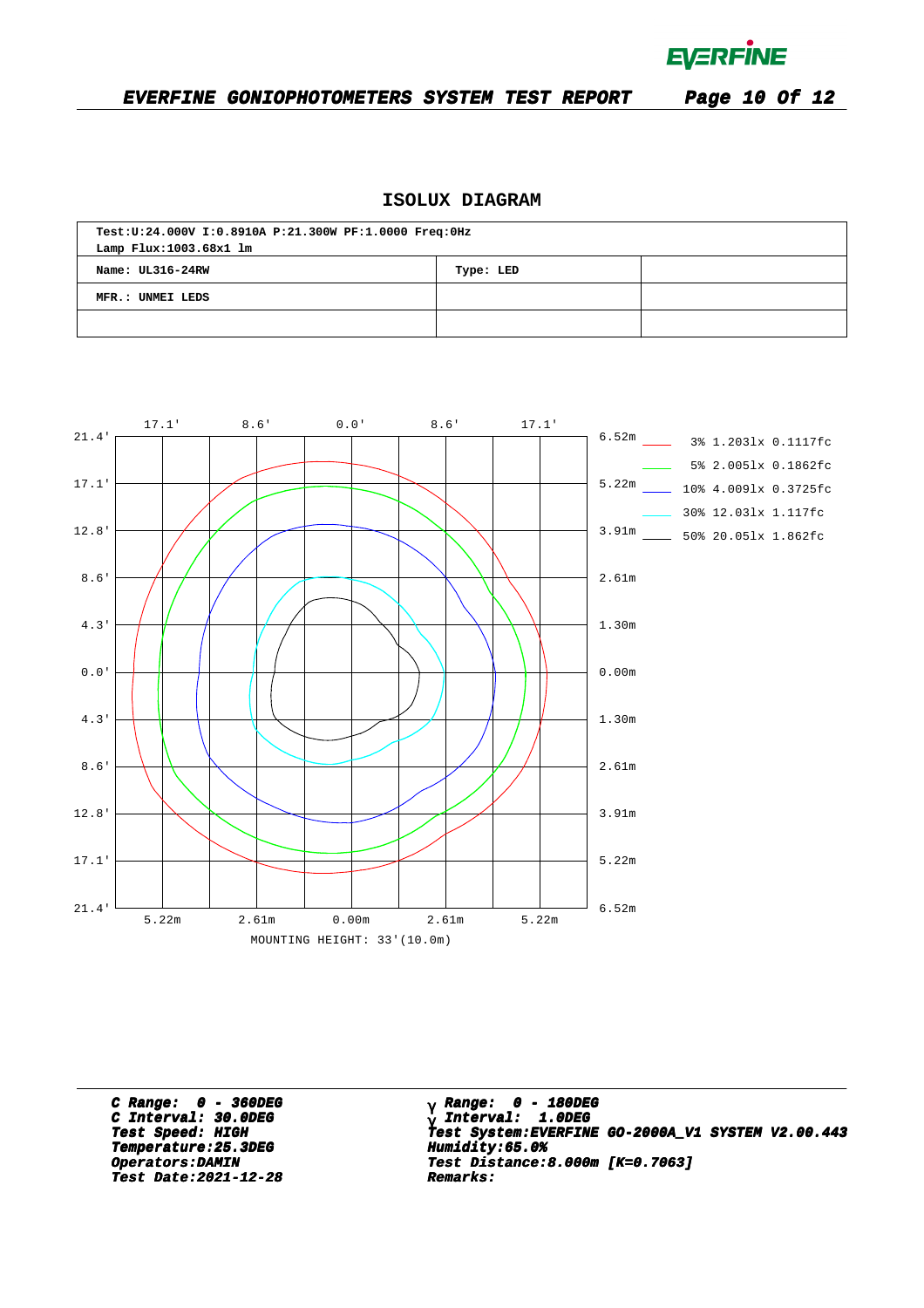## ISOLUX DIAGRAM

| Test:U:24.000V I:0.8910A P:21.300W PF:1.0000 Freq:0Hz<br>Lamp Flux:1003.68x1 lm | | |
|---|---|---|
| Name: UL316-24RW | Type: LED | |
| MFR.: UNMEI LEDS | | |
| | | |

Top axis: 17.1' 8.6' 0.0' 8.6' 17.1'

Left axis: 21.4' 17.1' 12.8' 8.6' 4.3' 0.0' 4.3' 8.6' 12.8' 17.1' 21.4'

Right axis: 6.52m 5.22m 3.91m 2.61m 1.30m 0.00m 1.30m 2.61m 3.91m 5.22m 6.52m

Bottom axis: 5.22m 2.61m 0.00m 2.61m 5.22m

MOUNTING HEIGHT: 33'(10.0m)

- 3% 1.203lx 0.1117fc
- 5% 2.005lx 0.1862fc
- 10% 4.009lx 0.3725fc
- 30% 12.03lx 1.117fc
- 50% 20.05lx 1.862fc

***C Range: 0 - 360DEG***
***C Interval: 30.0DEG***
***Test Speed: HIGH***
***Temperature:25.3DEG***
***Operators:DAMIN***
***Test Date:2021-12-28***

***γ Range: 0 - 180DEG***
***γ Interval: 1.0DEG***
***Test System:EVERFINE GO-2000A_V1 SYSTEM V2.00.443***
***Humidity:65.0%***
***Test Distance:8.000m [K=0.7063]***
***Remarks:***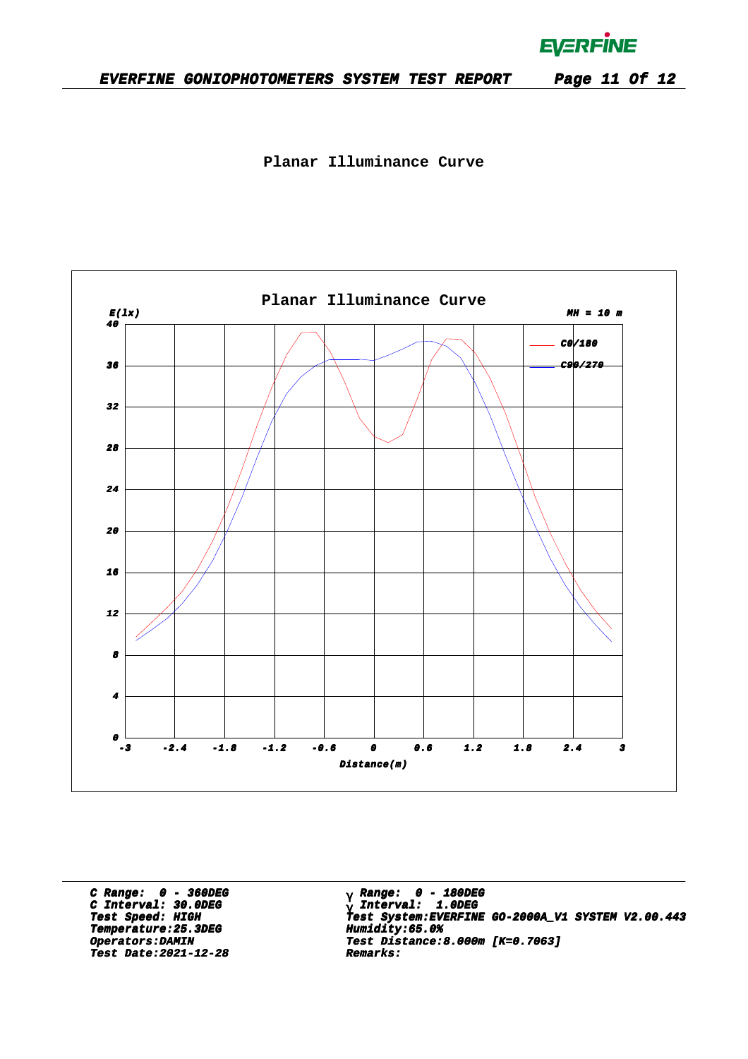## Planar Illuminance Curve

Planar Illuminance Curve

E(lx)

MH = 10 m

C0/180

C90/270

Distance(m)

C Range: 0 - 360DEG
C Interval: 30.0DEG
Test Speed: HIGH
Temperature:25.3DEG
Operators:DAMIN
Test Date:2021-12-28

γ Range: 0 - 180DEG
γ Interval: 1.0DEG
Test System:EVERFINE GO-2000A_V1 SYSTEM V2.00.443
Humidity:65.0%
Test Distance:8.000m [K=0.7063]
Remarks: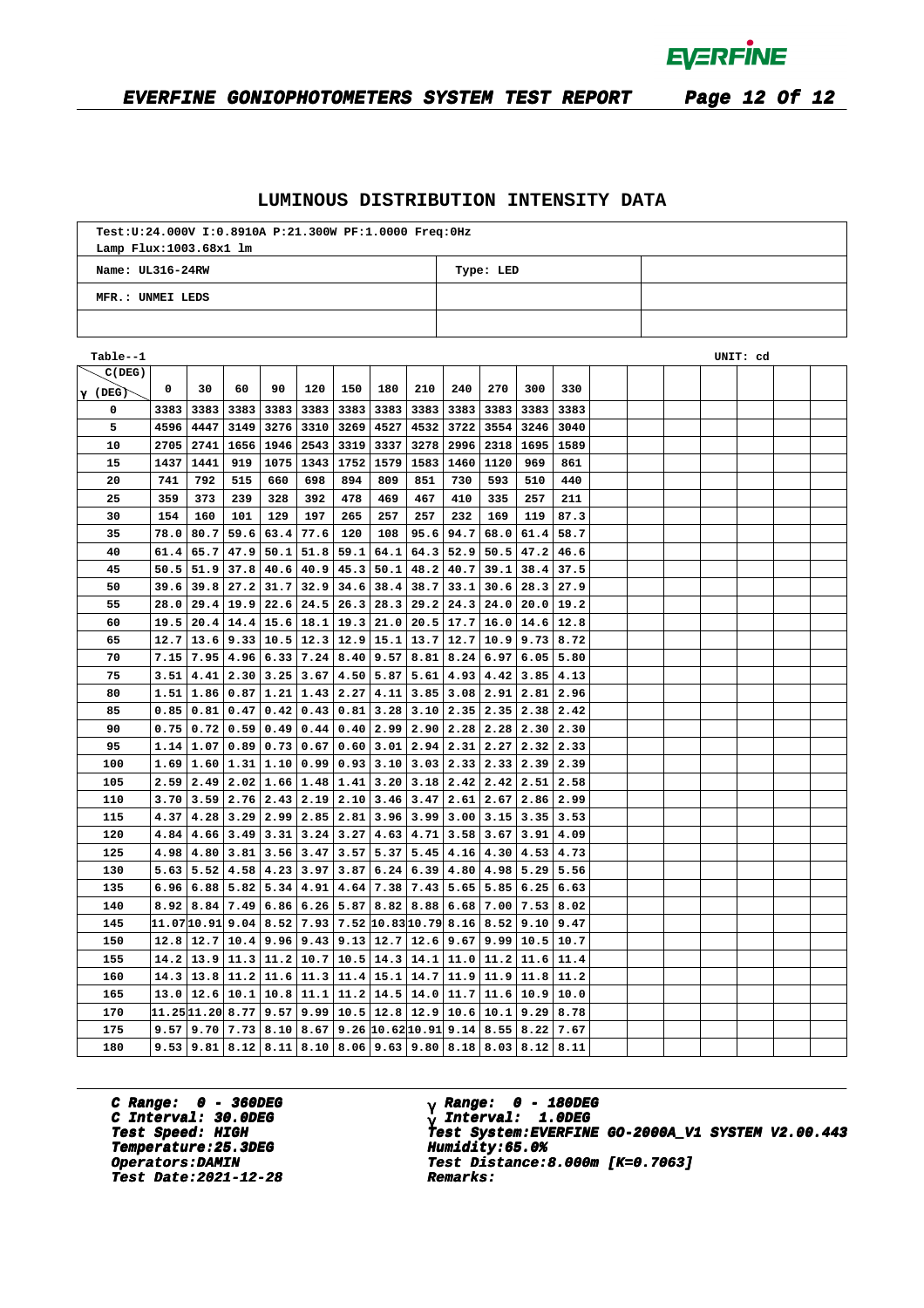## LUMINOUS DISTRIBUTION INTENSITY DATA

| Test:U:24.000V I:0.8910A P:21.300W PF:1.0000 Freq:0Hz<br>Lamp Flux:1003.68x1 lm | | |
|---|---|---|
| Name: UL316-24RW | Type: LED | |
| MFR.: UNMEI LEDS | | |
| | | |

Table--1 UNIT: cd

| γ (DEG) \ C(DEG) | 0 | 30 | 60 | 90 | 120 | 150 | 180 | 210 | 240 | 270 | 300 | 330 |
|---|---|---|---|---|---|---|---|---|---|---|---|---|
| 0 | 3383 | 3383 | 3383 | 3383 | 3383 | 3383 | 3383 | 3383 | 3383 | 3383 | 3383 | 3383 |
| 5 | 4596 | 4447 | 3149 | 3276 | 3310 | 3269 | 4527 | 4532 | 3722 | 3554 | 3246 | 3040 |
| 10 | 2705 | 2741 | 1656 | 1946 | 2543 | 3319 | 3337 | 3278 | 2996 | 2318 | 1695 | 1589 |
| 15 | 1437 | 1441 | 919 | 1075 | 1343 | 1752 | 1579 | 1583 | 1460 | 1120 | 969 | 861 |
| 20 | 741 | 792 | 515 | 660 | 698 | 894 | 809 | 851 | 730 | 593 | 510 | 440 |
| 25 | 359 | 373 | 239 | 328 | 392 | 478 | 469 | 467 | 410 | 335 | 257 | 211 |
| 30 | 154 | 160 | 101 | 129 | 197 | 265 | 257 | 257 | 232 | 169 | 119 | 87.3 |
| 35 | 78.0 | 80.7 | 59.6 | 63.4 | 77.6 | 120 | 108 | 95.6 | 94.7 | 68.0 | 61.4 | 58.7 |
| 40 | 61.4 | 65.7 | 47.9 | 50.1 | 51.8 | 59.1 | 64.1 | 64.3 | 52.9 | 50.5 | 47.2 | 46.6 |
| 45 | 50.5 | 51.9 | 37.8 | 40.6 | 40.9 | 45.3 | 50.1 | 48.2 | 40.7 | 39.1 | 38.4 | 37.5 |
| 50 | 39.6 | 39.8 | 27.2 | 31.7 | 32.9 | 34.6 | 38.4 | 38.7 | 33.1 | 30.6 | 28.3 | 27.9 |
| 55 | 28.0 | 29.4 | 19.9 | 22.6 | 24.5 | 26.3 | 28.3 | 29.2 | 24.3 | 24.0 | 20.0 | 19.2 |
| 60 | 19.5 | 20.4 | 14.4 | 15.6 | 18.1 | 19.3 | 21.0 | 20.5 | 17.7 | 16.0 | 14.6 | 12.8 |
| 65 | 12.7 | 13.6 | 9.33 | 10.5 | 12.3 | 12.9 | 15.1 | 13.7 | 12.7 | 10.9 | 9.73 | 8.72 |
| 70 | 7.15 | 7.95 | 4.96 | 6.33 | 7.24 | 8.40 | 9.57 | 8.81 | 8.24 | 6.97 | 6.05 | 5.80 |
| 75 | 3.51 | 4.41 | 2.30 | 3.25 | 3.67 | 4.50 | 5.87 | 5.61 | 4.93 | 4.42 | 3.85 | 4.13 |
| 80 | 1.51 | 1.86 | 0.87 | 1.21 | 1.43 | 2.27 | 4.11 | 3.85 | 3.08 | 2.91 | 2.81 | 2.96 |
| 85 | 0.85 | 0.81 | 0.47 | 0.42 | 0.43 | 0.81 | 3.28 | 3.10 | 2.35 | 2.35 | 2.38 | 2.42 |
| 90 | 0.75 | 0.72 | 0.59 | 0.49 | 0.44 | 0.40 | 2.99 | 2.90 | 2.28 | 2.28 | 2.30 | 2.30 |
| 95 | 1.14 | 1.07 | 0.89 | 0.73 | 0.67 | 0.60 | 3.01 | 2.94 | 2.31 | 2.27 | 2.32 | 2.33 |
| 100 | 1.69 | 1.60 | 1.31 | 1.10 | 0.99 | 0.93 | 3.10 | 3.03 | 2.33 | 2.33 | 2.39 | 2.39 |
| 105 | 2.59 | 2.49 | 2.02 | 1.66 | 1.48 | 1.41 | 3.20 | 3.18 | 2.42 | 2.42 | 2.51 | 2.58 |
| 110 | 3.70 | 3.59 | 2.76 | 2.43 | 2.19 | 2.10 | 3.46 | 3.47 | 2.61 | 2.67 | 2.86 | 2.99 |
| 115 | 4.37 | 4.28 | 3.29 | 2.99 | 2.85 | 2.81 | 3.96 | 3.99 | 3.00 | 3.15 | 3.35 | 3.53 |
| 120 | 4.84 | 4.66 | 3.49 | 3.31 | 3.24 | 3.27 | 4.63 | 4.71 | 3.58 | 3.67 | 3.91 | 4.09 |
| 125 | 4.98 | 4.80 | 3.81 | 3.56 | 3.47 | 3.57 | 5.37 | 5.45 | 4.16 | 4.30 | 4.53 | 4.73 |
| 130 | 5.63 | 5.52 | 4.58 | 4.23 | 3.97 | 3.87 | 6.24 | 6.39 | 4.80 | 4.98 | 5.29 | 5.56 |
| 135 | 6.96 | 6.88 | 5.82 | 5.34 | 4.91 | 4.64 | 7.38 | 7.43 | 5.65 | 5.85 | 6.25 | 6.63 |
| 140 | 8.92 | 8.84 | 7.49 | 6.86 | 6.26 | 5.87 | 8.82 | 8.88 | 6.68 | 7.00 | 7.53 | 8.02 |
| 145 | 11.07 | 10.91 | 9.04 | 8.52 | 7.93 | 7.52 | 10.83 | 10.79 | 8.16 | 8.52 | 9.10 | 9.47 |
| 150 | 12.8 | 12.7 | 10.4 | 9.96 | 9.43 | 9.13 | 12.7 | 12.6 | 9.67 | 9.99 | 10.5 | 10.7 |
| 155 | 14.2 | 13.9 | 11.3 | 11.2 | 10.7 | 10.5 | 14.3 | 14.1 | 11.0 | 11.2 | 11.6 | 11.4 |
| 160 | 14.3 | 13.8 | 11.2 | 11.6 | 11.3 | 11.4 | 15.1 | 14.7 | 11.9 | 11.9 | 11.8 | 11.2 |
| 165 | 13.0 | 12.6 | 10.1 | 10.8 | 11.1 | 11.2 | 14.5 | 14.0 | 11.7 | 11.6 | 10.9 | 10.0 |
| 170 | 11.25 | 11.20 | 8.77 | 9.57 | 9.99 | 10.5 | 12.8 | 12.9 | 10.6 | 10.1 | 9.29 | 8.78 |
| 175 | 9.57 | 9.70 | 7.73 | 8.10 | 8.67 | 9.26 | 10.62 | 10.91 | 9.14 | 8.55 | 8.22 | 7.67 |
| 180 | 9.53 | 9.81 | 8.12 | 8.11 | 8.10 | 8.06 | 9.63 | 9.80 | 8.18 | 8.03 | 8.12 | 8.11 |

**C Range: 0 - 360DEG**
**C Interval: 30.0DEG**
**Test Speed: HIGH**
**Temperature:25.3DEG**
**Operators:DAMIN**
**Test Date:2021-12-28**

**γ Range: 0 - 180DEG**
**γ Interval: 1.0DEG**
**Test System:EVERFINE GO-2000A_V1 SYSTEM V2.00.443**
**Humidity:65.0%**
**Test Distance:8.000m [K=0.7063]**
**Remarks:**